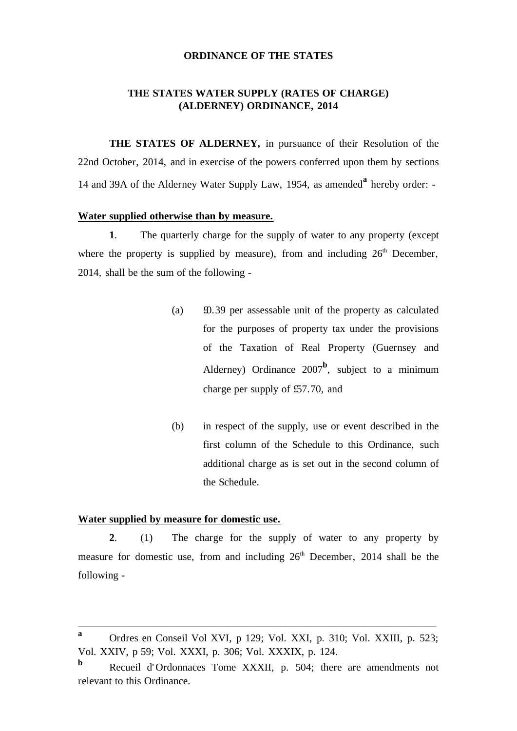**ORDINANCE OF THE STATES**

**THE STATES WATER SUPPLY (RATES OF CHARGE) (ALDERNEY) ORDINANCE, 2014**

**THE STATES OF ALDERNEY,** in pursuance of their Resolution of the 22nd October, 2014, and in exercise of the powers conferred upon them by sections 14 and 39A of the Alderney Water Supply Law, 1954, as amended[a] hereby order: -

**Water supplied otherwise than by measure.**

**1**. The quarterly charge for the supply of water to any property (except where the property is supplied by measure), from and including 26th December, 2014, shall be the sum of the following -

(a) £0.39 per assessable unit of the property as calculated for the purposes of property tax under the provisions of the Taxation of Real Property (Guernsey and Alderney) Ordinance 2007[b], subject to a minimum charge per supply of £57.70, and

(b) in respect of the supply, use or event described in the first column of the Schedule to this Ordinance, such additional charge as is set out in the second column of the Schedule.

**Water supplied by measure for domestic use.**

**2**. (1) The charge for the supply of water to any property by measure for domestic use, from and including 26th December, 2014 shall be the following -

---

[a] Ordres en Conseil Vol XVI, p 129; Vol. XXI, p. 310; Vol. XXIII, p. 523; Vol. XXIV, p 59; Vol. XXXI, p. 306; Vol. XXXIX, p. 124.

[b] Recueil d'Ordonnaces Tome XXXII, p. 504; there are amendments not relevant to this Ordinance.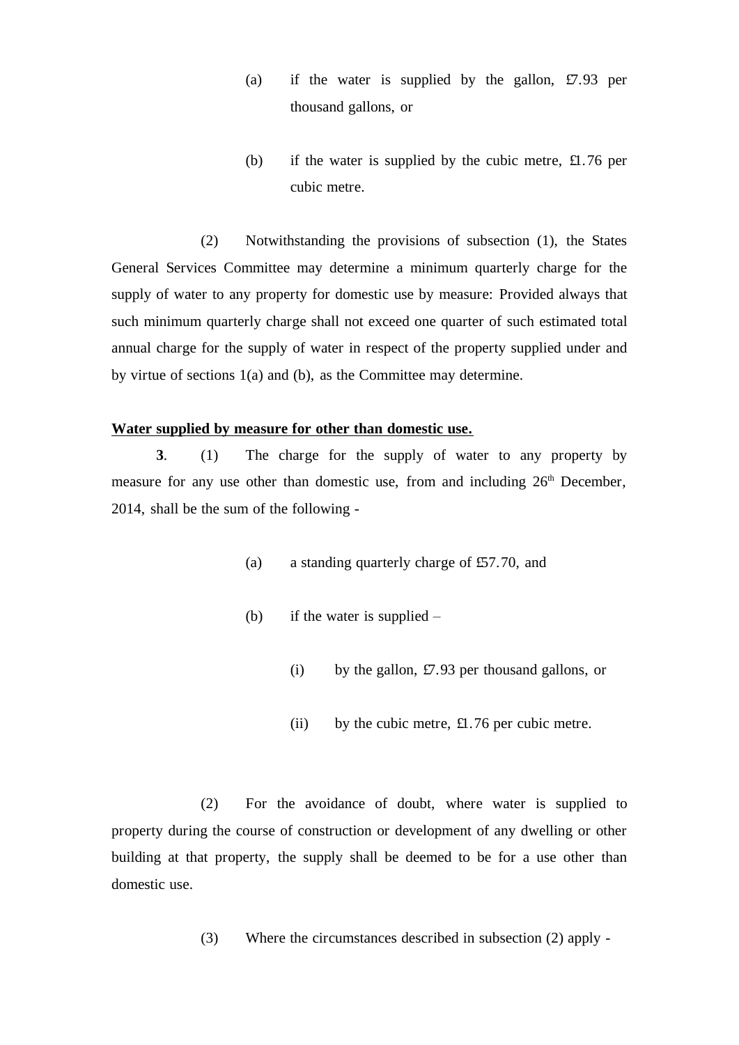(a) if the water is supplied by the gallon, £7.93 per thousand gallons, or

(b) if the water is supplied by the cubic metre, £1.76 per cubic metre.

(2) Notwithstanding the provisions of subsection (1), the States General Services Committee may determine a minimum quarterly charge for the supply of water to any property for domestic use by measure: Provided always that such minimum quarterly charge shall not exceed one quarter of such estimated total annual charge for the supply of water in respect of the property supplied under and by virtue of sections 1(a) and (b), as the Committee may determine.

**Water supplied by measure for other than domestic use.**

**3**. (1) The charge for the supply of water to any property by measure for any use other than domestic use, from and including 26th December, 2014, shall be the sum of the following -

(a) a standing quarterly charge of £57.70, and

(b) if the water is supplied –

(i) by the gallon, £7.93 per thousand gallons, or

(ii) by the cubic metre, £1.76 per cubic metre.

(2) For the avoidance of doubt, where water is supplied to property during the course of construction or development of any dwelling or other building at that property, the supply shall be deemed to be for a use other than domestic use.

(3) Where the circumstances described in subsection (2) apply -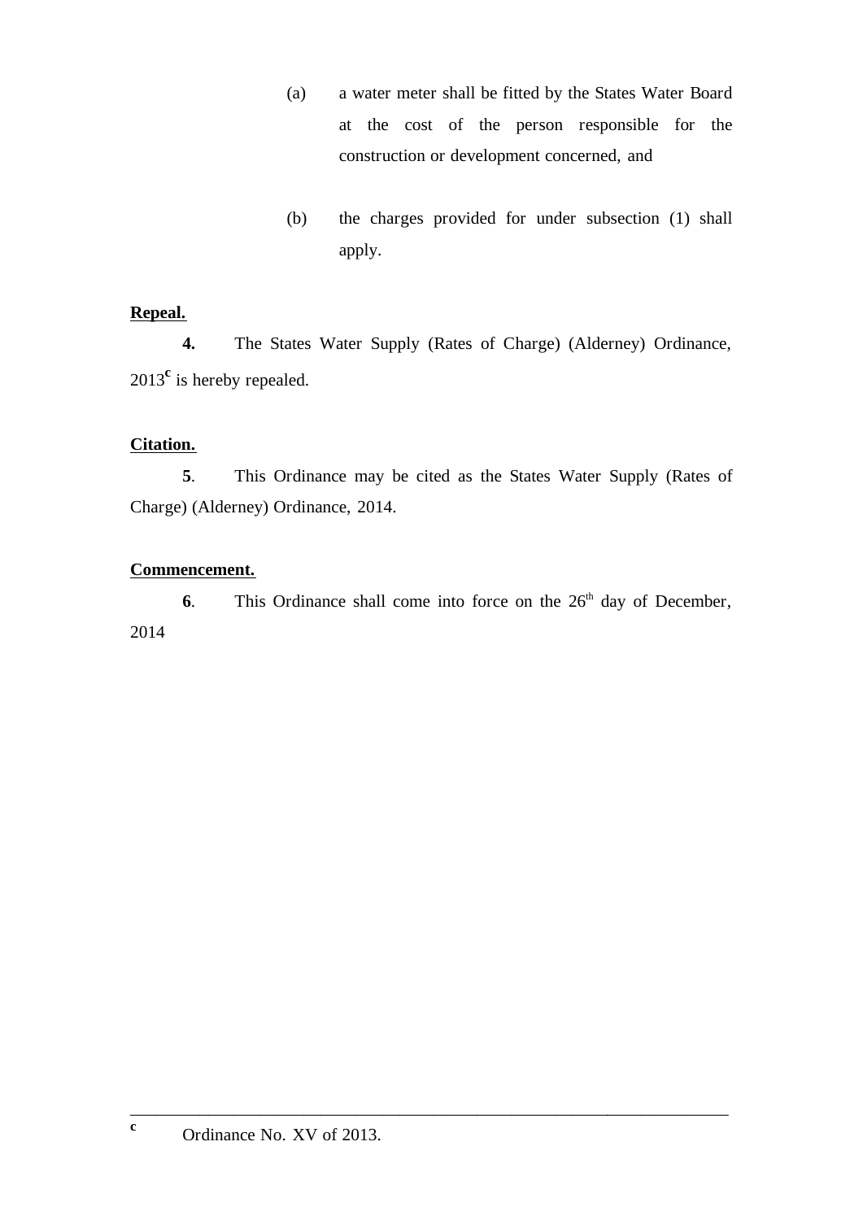(a) a water meter shall be fitted by the States Water Board at the cost of the person responsible for the construction or development concerned, and

(b) the charges provided for under subsection (1) shall apply.

**Repeal.**

**4.** The States Water Supply (Rates of Charge) (Alderney) Ordinance, 2013[c] is hereby repealed.

**Citation.**

**5**. This Ordinance may be cited as the States Water Supply (Rates of Charge) (Alderney) Ordinance, 2014.

**Commencement.**

**6**. This Ordinance shall come into force on the 26th day of December, 2014

---

[c] Ordinance No. XV of 2013.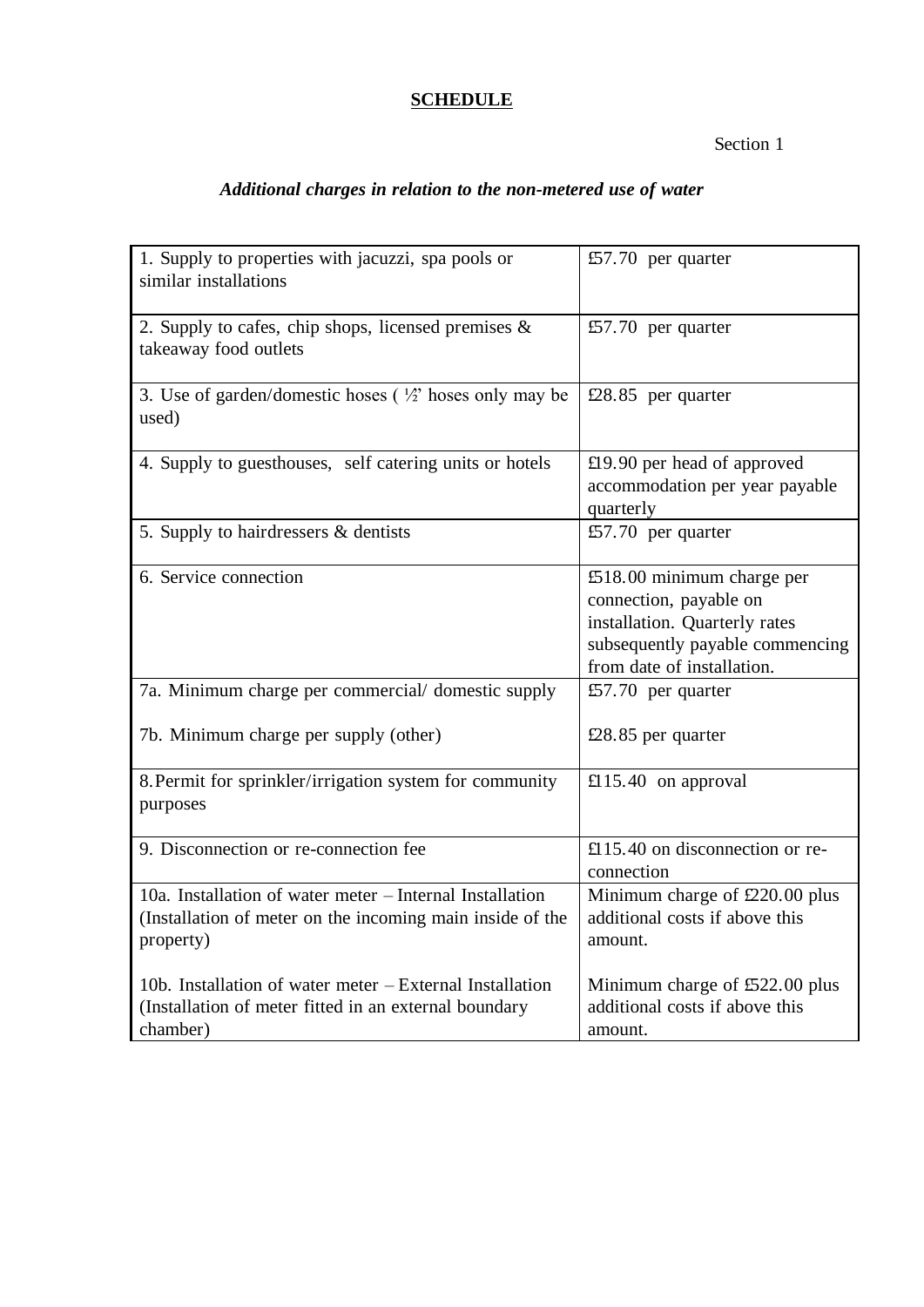**SCHEDULE**

Section 1

***Additional charges in relation to the non-metered use of water***

| | |
|---|---|
| 1. Supply to properties with jacuzzi, spa pools or similar installations | £57.70 per quarter |
| 2. Supply to cafes, chip shops, licensed premises & takeaway food outlets | £57.70 per quarter |
| 3. Use of garden/domestic hoses ( ½' hoses only may be used) | £28.85 per quarter |
| 4. Supply to guesthouses, self catering units or hotels | £19.90 per head of approved accommodation per year payable quarterly |
| 5. Supply to hairdressers & dentists | £57.70 per quarter |
| 6. Service connection | £518.00 minimum charge per connection, payable on installation. Quarterly rates subsequently payable commencing from date of installation. |
| 7a. Minimum charge per commercial/ domestic supply<br><br>7b. Minimum charge per supply (other) | £57.70 per quarter<br><br>£28.85 per quarter |
| 8. Permit for sprinkler/irrigation system for community purposes | £115.40 on approval |
| 9. Disconnection or re-connection fee | £115.40 on disconnection or re-connection |
| 10a. Installation of water meter – Internal Installation (Installation of meter on the incoming main inside of the property)<br><br>10b. Installation of water meter – External Installation (Installation of meter fitted in an external boundary chamber) | Minimum charge of £220.00 plus additional costs if above this amount.<br><br>Minimum charge of £522.00 plus additional costs if above this amount. |